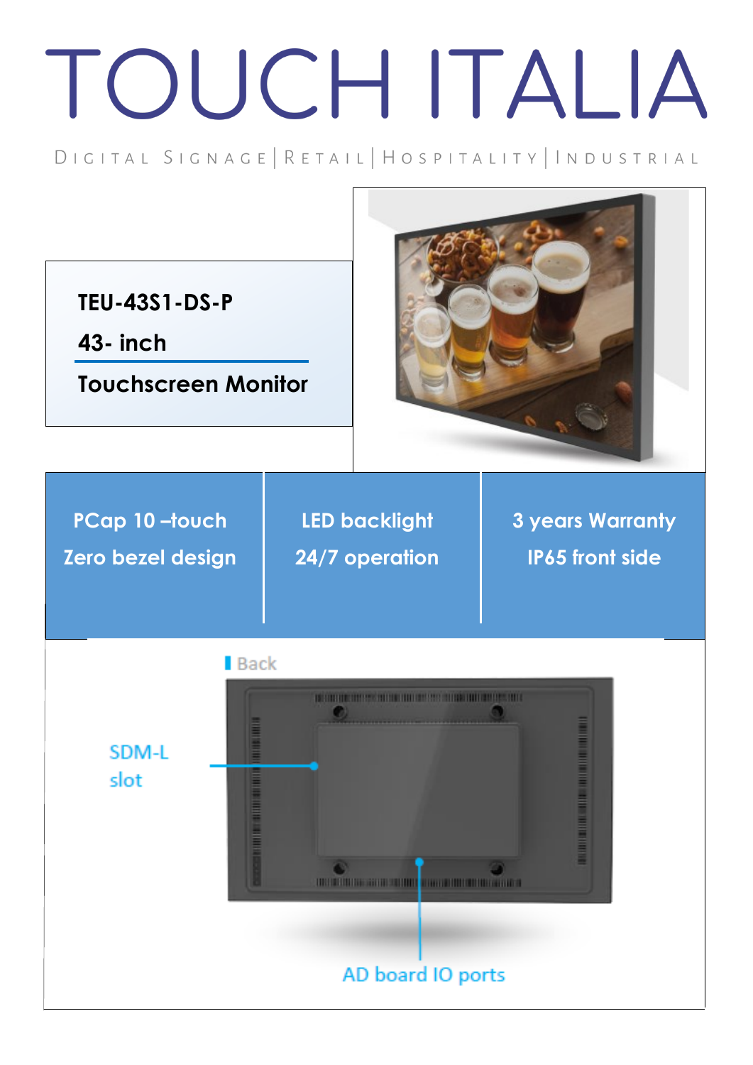# TOUCH ITALIA

DIGITAL SIGNAGE | RETAIL | HOSPITALITY | INDUSTRIAL

**TEU-43S1-DS-P**

**43- inch**

**Touchscreen Monitor**

| PCap 10 –touch<br>Zero bezel design | LED backlight<br>24/7 operation | 3 years Warranty<br>IP65 front side |
|---|---|---|

Back

SDM-L slot

AD board IO ports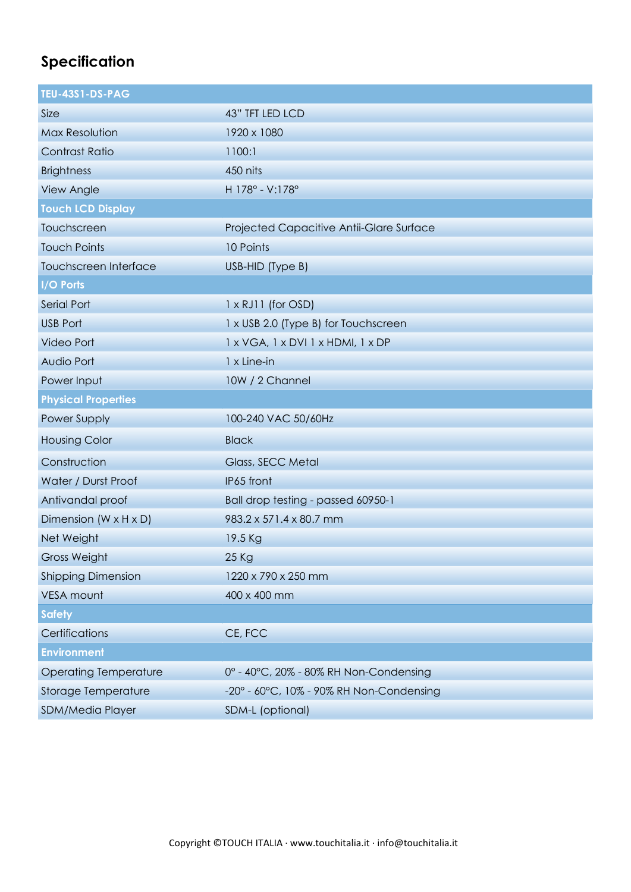## Specification

| TEU-43S1-DS-PAG | |
|---|---|
| Size | 43" TFT LED LCD |
| Max Resolution | 1920 x 1080 |
| Contrast Ratio | 1100:1 |
| Brightness | 450 nits |
| View Angle | H 178° - V:178° |
| **Touch LCD Display** | |
| Touchscreen | Projected Capacitive Antii-Glare Surface |
| Touch Points | 10 Points |
| Touchscreen Interface | USB-HID (Type B) |
| **I/O Ports** | |
| Serial Port | 1 x RJ11 (for OSD) |
| USB Port | 1 x USB 2.0 (Type B) for Touchscreen |
| Video Port | 1 x VGA, 1 x DVI 1 x HDMI, 1 x DP |
| Audio Port | 1 x Line-in |
| Power Input | 10W / 2 Channel |
| **Physical Properties** | |
| Power Supply | 100-240 VAC 50/60Hz |
| Housing Color | Black |
| Construction | Glass, SECC Metal |
| Water / Durst Proof | IP65 front |
| Antivandal proof | Ball drop testing - passed 60950-1 |
| Dimension (W x H x D) | 983.2 x 571.4 x 80.7 mm |
| Net Weight | 19.5 Kg |
| Gross Weight | 25 Kg |
| Shipping Dimension | 1220 x 790 x 250 mm |
| VESA mount | 400 x 400 mm |
| **Safety** | |
| Certifications | CE, FCC |
| **Environment** | |
| Operating Temperature | 0° - 40°C, 20% - 80% RH Non-Condensing |
| Storage Temperature | -20° - 60°C, 10% - 90% RH Non-Condensing |
| SDM/Media Player | SDM-L (optional) |

Copyright ©TOUCH ITALIA · www.touchitalia.it · info@touchitalia.it